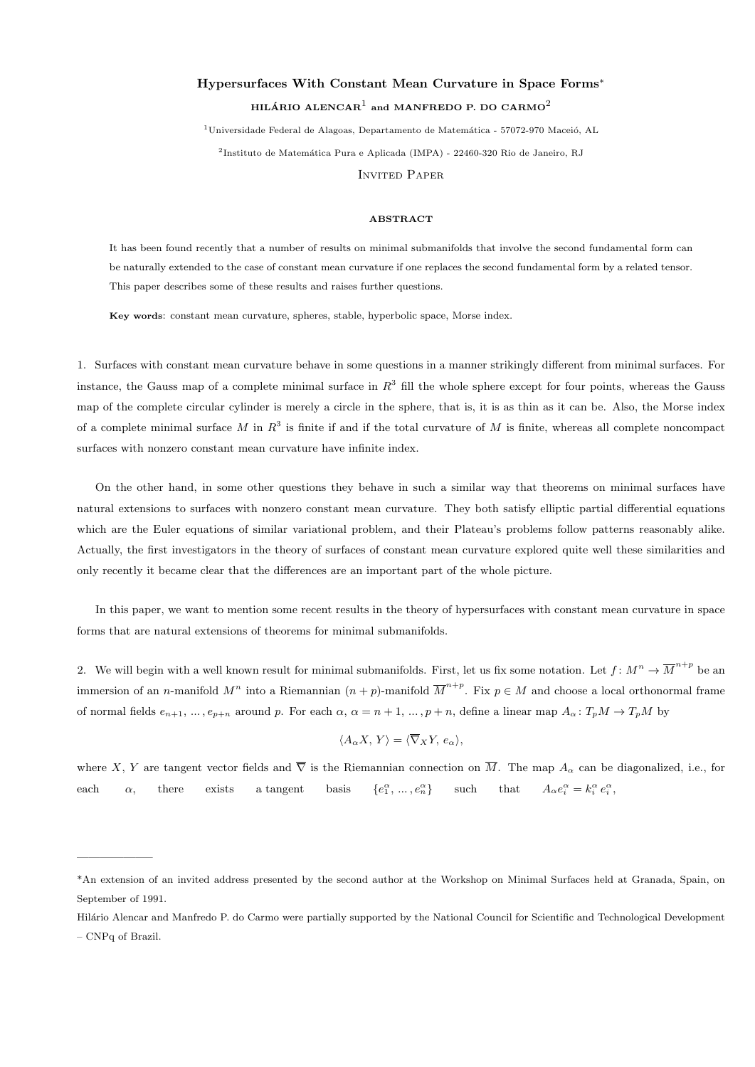# Hypersurfaces With Constant Mean Curvature in Space Forms*

**HILÁRIO ALENCAR**[1] **and MANFREDO P. DO CARMO**[2]

[1]Universidade Federal de Alagoas, Departamento de Matemática - 57072-970 Maceió, AL

[2]Instituto de Matemática Pura e Aplicada (IMPA) - 22460-320 Rio de Janeiro, RJ

Invited Paper

**ABSTRACT**

It has been found recently that a number of results on minimal submanifolds that involve the second fundamental form can be naturally extended to the case of constant mean curvature if one replaces the second fundamental form by a related tensor. This paper describes some of these results and raises further questions.

**Key words**: constant mean curvature, spheres, stable, hyperbolic space, Morse index.

1. Surfaces with constant mean curvature behave in some questions in a manner strikingly different from minimal surfaces. For instance, the Gauss map of a complete minimal surface in $R^3$ fill the whole sphere except for four points, whereas the Gauss map of the complete circular cylinder is merely a circle in the sphere, that is, it is as thin as it can be. Also, the Morse index of a complete minimal surface $M$ in $R^3$ is finite if and if the total curvature of $M$ is finite, whereas all complete noncompact surfaces with nonzero constant mean curvature have infinite index.

On the other hand, in some other questions they behave in such a similar way that theorems on minimal surfaces have natural extensions to surfaces with nonzero constant mean curvature. They both satisfy elliptic partial differential equations which are the Euler equations of similar variational problem, and their Plateau's problems follow patterns reasonably alike. Actually, the first investigators in the theory of surfaces of constant mean curvature explored quite well these similarities and only recently it became clear that the differences are an important part of the whole picture.

In this paper, we want to mention some recent results in the theory of hypersurfaces with constant mean curvature in space forms that are natural extensions of theorems for minimal submanifolds.

2. We will begin with a well known result for minimal submanifolds. First, let us fix some notation. Let $f\colon M^n \to \overline{M}^{n+p}$ be an immersion of an $n$-manifold $M^n$ into a Riemannian $(n+p)$-manifold $\overline{M}^{n+p}$. Fix $p \in M$ and choose a local orthonormal frame of normal fields $e_{n+1}, \dots, e_{p+n}$ around $p$. For each $\alpha$, $\alpha = n+1, \dots, p+n$, define a linear map $A_\alpha\colon T_pM \to T_pM$ by

$$\langle A_\alpha X, Y\rangle = \langle \overline{\nabla}_X Y, e_\alpha\rangle,$$

where $X$, $Y$ are tangent vector fields and $\overline{\nabla}$ is the Riemannian connection on $\overline{M}$. The map $A_\alpha$ can be diagonalized, i.e., for each $\alpha$, there exists a tangent basis $\{e_1^\alpha, \dots, e_n^\alpha\}$ such that $A_\alpha e_i^\alpha = k_i^\alpha\, e_i^\alpha$,

---

*An extension of an invited address presented by the second author at the Workshop on Minimal Surfaces held at Granada, Spain, on September of 1991.

Hilário Alencar and Manfredo P. do Carmo were partially supported by the National Council for Scientific and Technological Development – CNPq of Brazil.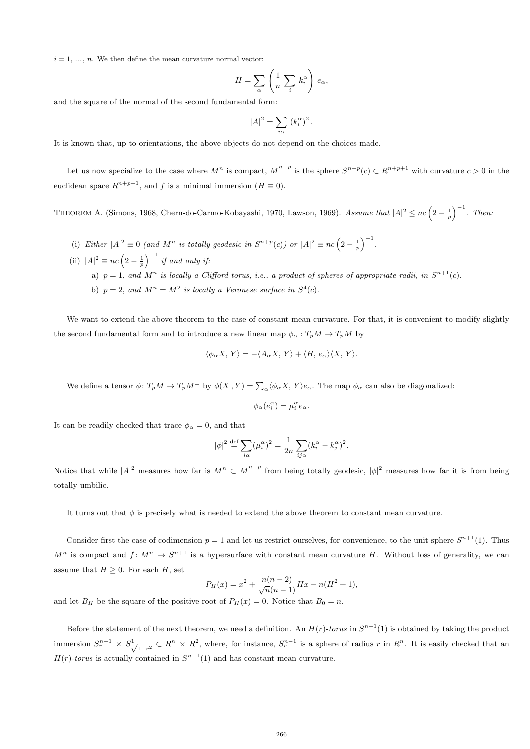$i = 1, \ldots, n$. We then define the mean curvature normal vector:

$$H = \sum_{\alpha} \left( \frac{1}{n} \sum_{i} k_i^{\alpha} \right) e_{\alpha},$$

and the square of the normal of the second fundamental form:

$$|A|^2 = \sum_{i\alpha} (k_i^{\alpha})^2 .$$

It is known that, up to orientations, the above objects do not depend on the choices made.

Let us now specialize to the case where $M^n$ is compact, $\overline{M}^{n+p}$ is the sphere $S^{n+p}(c) \subset R^{n+p+1}$ with curvature $c > 0$ in the euclidean space $R^{n+p+1}$, and $f$ is a minimal immersion ($H \equiv 0$).

THEOREM A. (Simons, 1968, Chern-do-Carmo-Kobayashi, 1970, Lawson, 1969). *Assume that* $|A|^2 \leq nc\left(2 - \frac{1}{p}\right)^{-1}$. *Then:*

(i) *Either* $|A|^2 \equiv 0$ *(and* $M^n$ *is totally geodesic in* $S^{n+p}(c)$*) or* $|A|^2 \equiv nc\left(2 - \frac{1}{p}\right)^{-1}$.

(ii) $|A|^2 \equiv nc\left(2 - \frac{1}{p}\right)^{-1}$ *if and only if:*

a) $p = 1$, *and* $M^n$ *is locally a Clifford torus, i.e., a product of spheres of appropriate radii, in* $S^{n+1}(c)$.

b) $p = 2$, *and* $M^n = M^2$ *is locally a Veronese surface in* $S^4(c)$.

We want to extend the above theorem to the case of constant mean curvature. For that, it is convenient to modify slightly the second fundamental form and to introduce a new linear map $\phi_{\alpha} : T_pM \to T_pM$ by

$$\langle \phi_{\alpha} X, Y \rangle = -\langle A_{\alpha} X, Y \rangle + \langle H, e_{\alpha} \rangle \langle X, Y \rangle.$$

We define a tensor $\phi$: $T_pM \to T_pM^{\perp}$ by $\phi(X, Y) = \sum_{\alpha} \langle \phi_{\alpha} X, Y \rangle e_{\alpha}$. The map $\phi_{\alpha}$ can also be diagonalized:

$$\phi_{\alpha}(e_i^{\alpha}) = \mu_i^{\alpha} e_{\alpha}.$$

It can be readily checked that trace $\phi_{\alpha} = 0$, and that

$$|\phi|^2 \overset{\text{def}}{=} \sum_{i\alpha} (\mu_i^{\alpha})^2 = \frac{1}{2n} \sum_{ij\alpha} (k_i^{\alpha} - k_j^{\alpha})^2.$$

Notice that while $|A|^2$ measures how far is $M^n \subset \overline{M}^{n+p}$ from being totally geodesic, $|\phi|^2$ measures how far it is from being totally umbilic.

It turns out that $\phi$ is precisely what is needed to extend the above theorem to constant mean curvature.

Consider first the case of codimension $p = 1$ and let us restrict ourselves, for convenience, to the unit sphere $S^{n+1}(1)$. Thus $M^n$ is compact and $f$: $M^n \to S^{n+1}$ is a hypersurface with constant mean curvature $H$. Without loss of generality, we can assume that $H \geq 0$. For each $H$, set

$$P_H(x) = x^2 + \frac{n(n-2)}{\sqrt{n}(n-1)} Hx - n(H^2 + 1),$$

and let $B_H$ be the square of the positive root of $P_H(x) = 0$. Notice that $B_0 = n$.

Before the statement of the next theorem, we need a definition. An *$H(r)$-torus* in $S^{n+1}(1)$ is obtained by taking the product immersion $S_r^{n-1} \times S^1_{\sqrt{1-r^2}} \subset R^n \times R^2$, where, for instance, $S_r^{n-1}$ is a sphere of radius $r$ in $R^n$. It is easily checked that an *$H(r)$-torus* is actually contained in $S^{n+1}(1)$ and has constant mean curvature.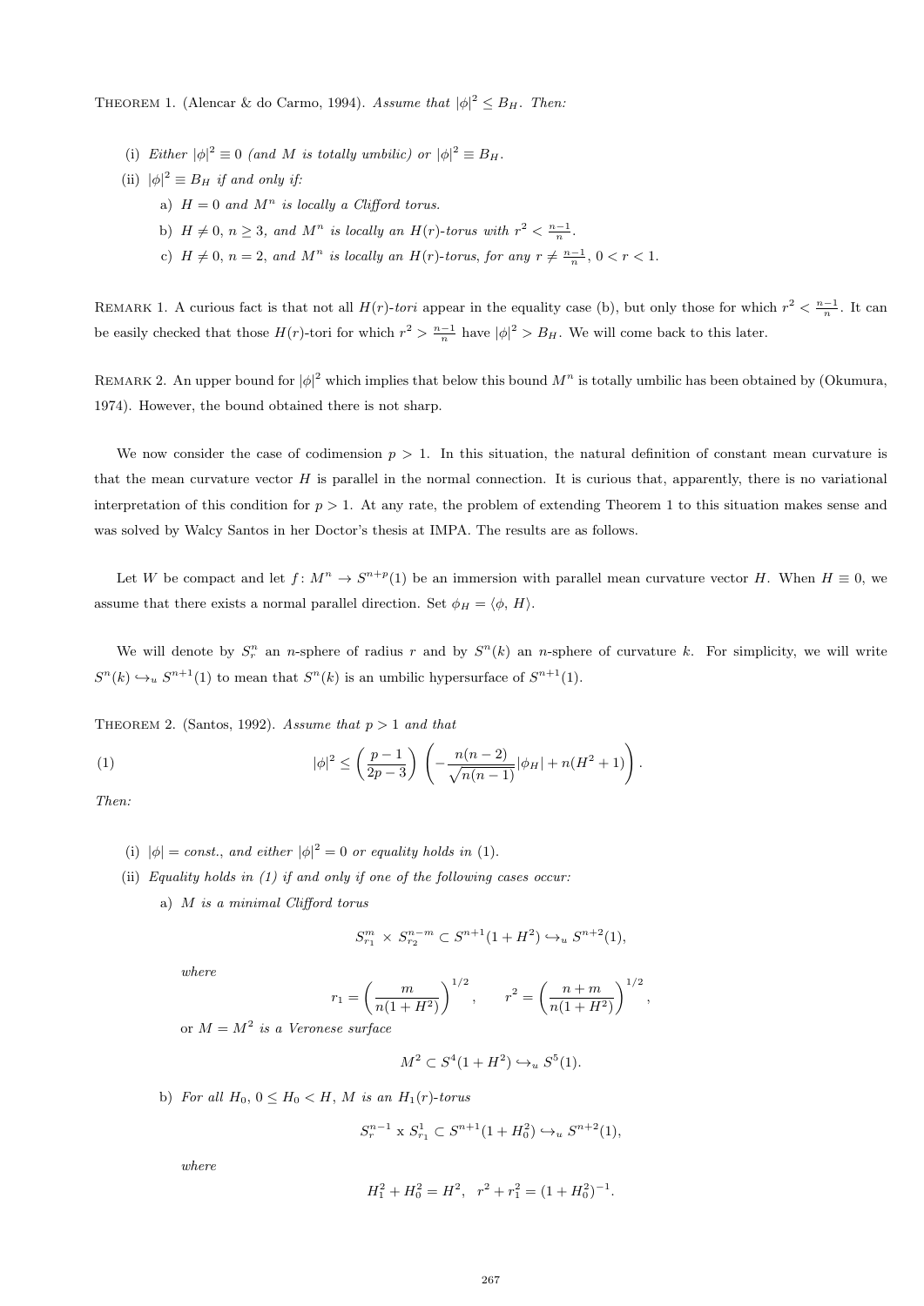THEOREM 1. (Alencar & do Carmo, 1994). *Assume that $|\phi|^2 \leq B_H$. Then:*

(i) *Either $|\phi|^2 \equiv 0$ (and $M$ is totally umbilic) or $|\phi|^2 \equiv B_H$.*

(ii) *$|\phi|^2 \equiv B_H$ if and only if:*

a) *$H = 0$ and $M^n$ is locally a Clifford torus.*

b) *$H \neq 0$, $n \geq 3$, and $M^n$ is locally an $H(r)$-torus with $r^2 < \frac{n-1}{n}$.*

c) *$H \neq 0$, $n = 2$, and $M^n$ is locally an $H(r)$-torus, for any $r \neq \frac{n-1}{n}$, $0 < r < 1$.*

REMARK 1. A curious fact is that not all $H(r)$-*tori* appear in the equality case (b), but only those for which $r^2 < \frac{n-1}{n}$. It can be easily checked that those $H(r)$-tori for which $r^2 > \frac{n-1}{n}$ have $|\phi|^2 > B_H$. We will come back to this later.

REMARK 2. An upper bound for $|\phi|^2$ which implies that below this bound $M^n$ is totally umbilic has been obtained by (Okumura, 1974). However, the bound obtained there is not sharp.

We now consider the case of codimension $p > 1$. In this situation, the natural definition of constant mean curvature is that the mean curvature vector $H$ is parallel in the normal connection. It is curious that, apparently, there is no variational interpretation of this condition for $p > 1$. At any rate, the problem of extending Theorem 1 to this situation makes sense and was solved by Walcy Santos in her Doctor's thesis at IMPA. The results are as follows.

Let $W$ be compact and let $f\colon M^n \to S^{n+p}(1)$ be an immersion with parallel mean curvature vector $H$. When $H \equiv 0$, we assume that there exists a normal parallel direction. Set $\phi_H = \langle \phi, H \rangle$.

We will denote by $S^n_r$ an $n$-sphere of radius $r$ and by $S^n(k)$ an $n$-sphere of curvature $k$. For simplicity, we will write $S^n(k) \hookrightarrow_u S^{n+1}(1)$ to mean that $S^n(k)$ is an umbilic hypersurface of $S^{n+1}(1)$.

THEOREM 2. (Santos, 1992). *Assume that $p > 1$ and that*

$$|\phi|^2 \leq \left(\frac{p-1}{2p-3}\right)\left(-\frac{n(n-2)}{\sqrt{n(n-1)}}|\phi_H| + n(H^2+1)\right). \tag{1}$$

*Then:*

(i) *$|\phi| = const.$, and either $|\phi|^2 = 0$ or equality holds in (1).*

(ii) *Equality holds in (1) if and only if one of the following cases occur:*

a) *$M$ is a minimal Clifford torus*

$$S^m_{r_1} \times S^{n-m}_{r_2} \subset S^{n+1}(1+H^2) \hookrightarrow_u S^{n+2}(1),$$

*where*

$$r_1 = \left(\frac{m}{n(1+H^2)}\right)^{1/2}, \qquad r^2 = \left(\frac{n+m}{n(1+H^2)}\right)^{1/2},$$

or *$M = M^2$ is a Veronese surface*

$$M^2 \subset S^4(1+H^2) \hookrightarrow_u S^5(1).$$

b) *For all $H_0$, $0 \leq H_0 < H$, $M$ is an $H_1(r)$-torus*

$$S^{n-1}_r \text{ x } S^1_{r_1} \subset S^{n+1}(1+H_0^2) \hookrightarrow_u S^{n+2}(1),$$

*where*

$$H_1^2 + H_0^2 = H^2, \quad r^2 + r_1^2 = (1+H_0^2)^{-1}.$$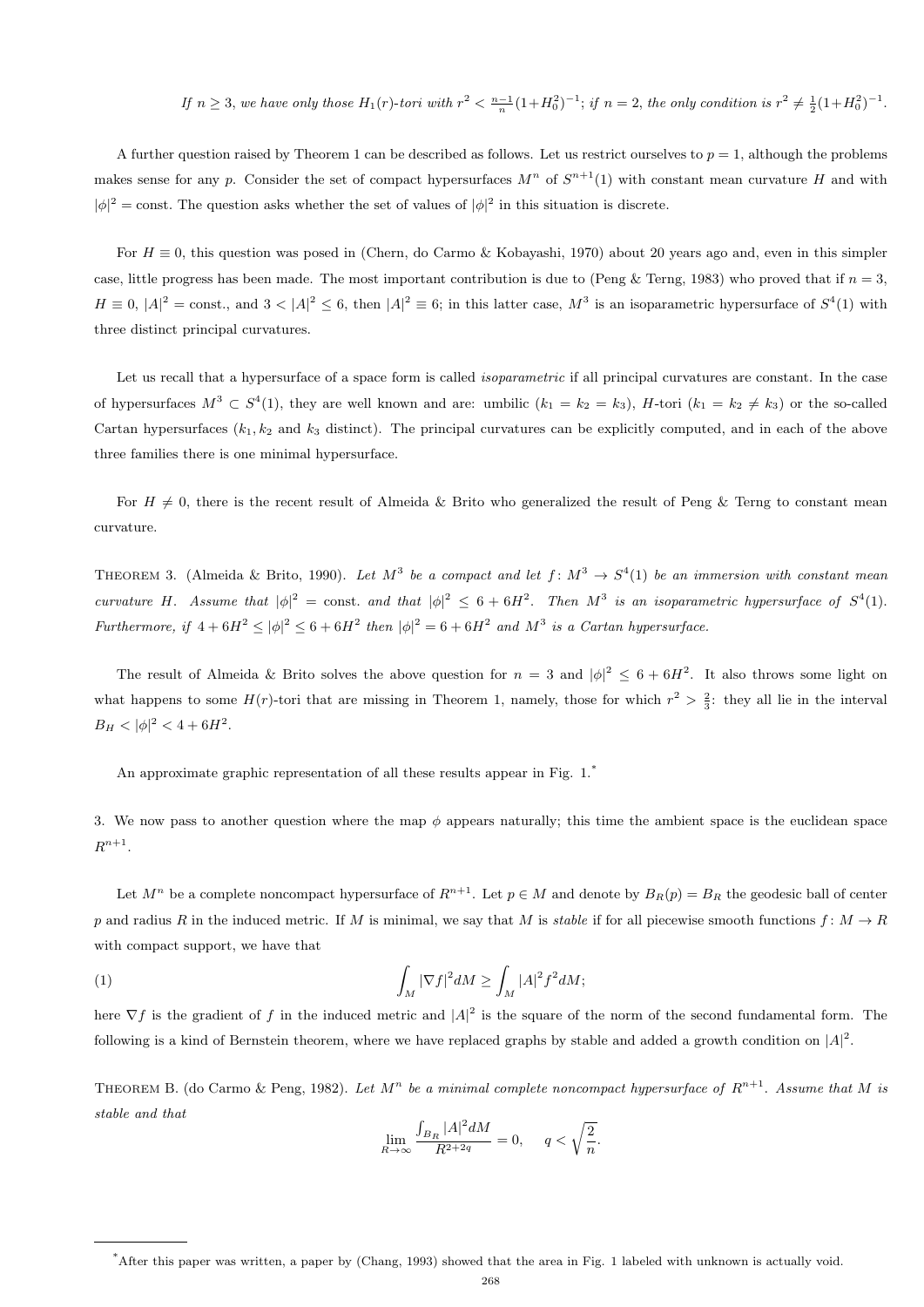*If $n \geq 3$, we have only those $H_1(r)$-tori with $r^2 < \frac{n-1}{n}(1+H_0^2)^{-1}$; if $n = 2$, the only condition is $r^2 \neq \frac{1}{2}(1+H_0^2)^{-1}$.*

A further question raised by Theorem 1 can be described as follows. Let us restrict ourselves to $p = 1$, although the problems makes sense for any $p$. Consider the set of compact hypersurfaces $M^n$ of $S^{n+1}(1)$ with constant mean curvature $H$ and with $|\phi|^2 = \text{const}$. The question asks whether the set of values of $|\phi|^2$ in this situation is discrete.

For $H \equiv 0$, this question was posed in (Chern, do Carmo & Kobayashi, 1970) about 20 years ago and, even in this simpler case, little progress has been made. The most important contribution is due to (Peng & Terng, 1983) who proved that if $n = 3$, $H \equiv 0$, $|A|^2 = \text{const.}$, and $3 < |A|^2 \leq 6$, then $|A|^2 \equiv 6$; in this latter case, $M^3$ is an isoparametric hypersurface of $S^4(1)$ with three distinct principal curvatures.

Let us recall that a hypersurface of a space form is called *isoparametric* if all principal curvatures are constant. In the case of hypersurfaces $M^3 \subset S^4(1)$, they are well known and are: umbilic ($k_1 = k_2 = k_3$), $H$-tori ($k_1 = k_2 \neq k_3$) or the so-called Cartan hypersurfaces ($k_1, k_2$ and $k_3$ distinct). The principal curvatures can be explicitly computed, and in each of the above three families there is one minimal hypersurface.

For $H \neq 0$, there is the recent result of Almeida & Brito who generalized the result of Peng & Terng to constant mean curvature.

Theorem 3. (Almeida & Brito, 1990). *Let $M^3$ be a compact and let $f: M^3 \to S^4(1)$ be an immersion with constant mean curvature $H$. Assume that $|\phi|^2 = \text{const.}$ and that $|\phi|^2 \leq 6 + 6H^2$. Then $M^3$ is an isoparametric hypersurface of $S^4(1)$. Furthermore, if $4 + 6H^2 \leq |\phi|^2 \leq 6 + 6H^2$ then $|\phi|^2 = 6 + 6H^2$ and $M^3$ is a Cartan hypersurface.*

The result of Almeida & Brito solves the above question for $n = 3$ and $|\phi|^2 \leq 6 + 6H^2$. It also throws some light on what happens to some $H(r)$-tori that are missing in Theorem 1, namely, those for which $r^2 > \frac{2}{3}$: they all lie in the interval $B_H < |\phi|^2 < 4 + 6H^2$.

An approximate graphic representation of all these results appear in Fig. 1.*

3. We now pass to another question where the map $\phi$ appears naturally; this time the ambient space is the euclidean space $R^{n+1}$.

Let $M^n$ be a complete noncompact hypersurface of $R^{n+1}$. Let $p \in M$ and denote by $B_R(p) = B_R$ the geodesic ball of center $p$ and radius $R$ in the induced metric. If $M$ is minimal, we say that $M$ is *stable* if for all piecewise smooth functions $f: M \to R$ with compact support, we have that

$$\int_M |\nabla f|^2 dM \geq \int_M |A|^2 f^2 dM; \tag{1}$$

here $\nabla f$ is the gradient of $f$ in the induced metric and $|A|^2$ is the square of the norm of the second fundamental form. The following is a kind of Bernstein theorem, where we have replaced graphs by stable and added a growth condition on $|A|^2$.

Theorem B. (do Carmo & Peng, 1982). *Let $M^n$ be a minimal complete noncompact hypersurface of $R^{n+1}$. Assume that $M$ is stable and that*

$$\lim_{R \to \infty} \frac{\int_{B_R} |A|^2 dM}{R^{2+2q}} = 0, \quad q < \sqrt{\frac{2}{n}}.$$

*After this paper was written, a paper by (Chang, 1993) showed that the area in Fig. 1 labeled with unknown is actually void.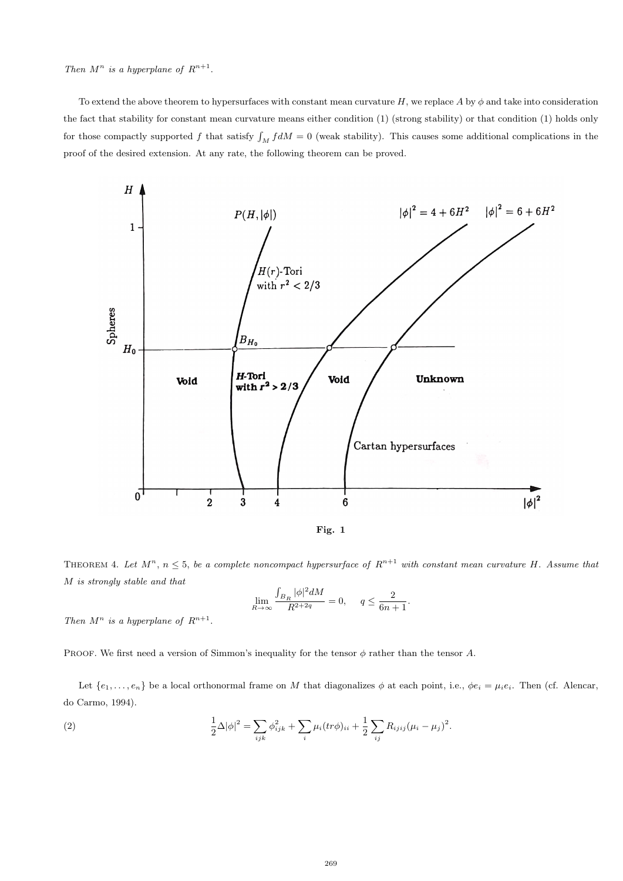*Then $M^n$ is a hyperplane of $R^{n+1}$.*

To extend the above theorem to hypersurfaces with constant mean curvature $H$, we replace $A$ by $\phi$ and take into consideration the fact that stability for constant mean curvature means either condition (1) (strong stability) or that condition (1) holds only for those compactly supported $f$ that satisfy $\int_M f dM = 0$ (weak stability). This causes some additional complications in the proof of the desired extension. At any rate, the following theorem can be proved.

**Fig. 1**

THEOREM 4. *Let $M^n$, $n \leq 5$, be a complete noncompact hypersurface of $R^{n+1}$ with constant mean curvature $H$. Assume that $M$ is strongly stable and that*

$$\lim_{R\to\infty} \frac{\int_{B_R} |\phi|^2 dM}{R^{2+2q}} = 0, \qquad q \leq \frac{2}{6n+1}.$$

*Then $M^n$ is a hyperplane of $R^{n+1}$.*

PROOF. We first need a version of Simmon's inequality for the tensor $\phi$ rather than the tensor $A$.

Let $\{e_1, \ldots, e_n\}$ be a local orthonormal frame on $M$ that diagonalizes $\phi$ at each point, i.e., $\phi e_i = \mu_i e_i$. Then (cf. Alencar, do Carmo, 1994).

$$\frac{1}{2}\Delta|\phi|^2 = \sum_{ijk} \phi_{ijk}^2 + \sum_i \mu_i (tr\phi)_{ii} + \frac{1}{2}\sum_{ij} R_{ijij}(\mu_i - \mu_j)^2. \tag{2}$$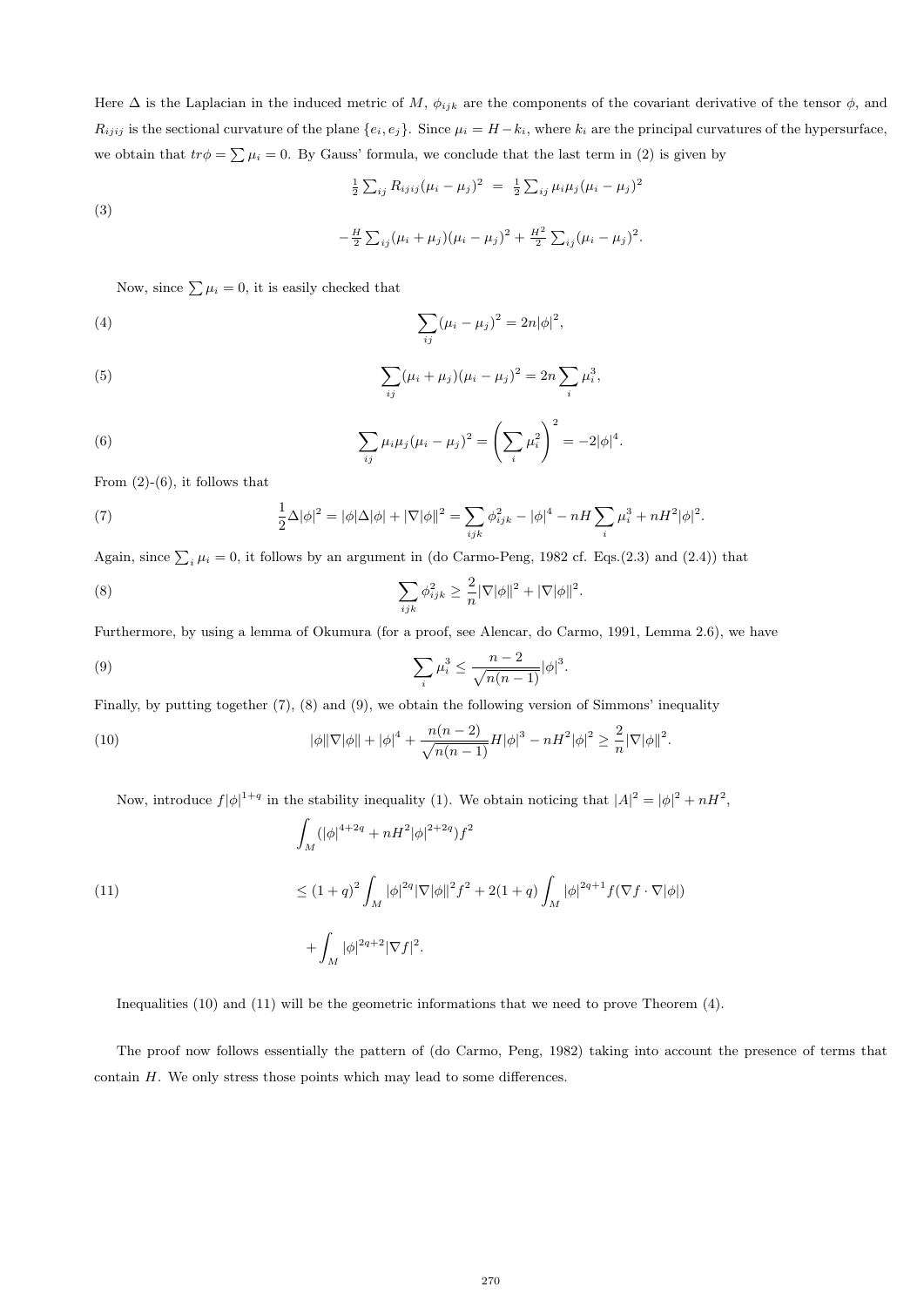Here $\Delta$ is the Laplacian in the induced metric of $M$, $\phi_{ijk}$ are the components of the covariant derivative of the tensor $\phi$, and $R_{ijij}$ is the sectional curvature of the plane $\{e_i, e_j\}$. Since $\mu_i = H - k_i$, where $k_i$ are the principal curvatures of the hypersurface, we obtain that $tr\phi = \sum \mu_i = 0$. By Gauss' formula, we conclude that the last term in (2) is given by

$$
\begin{aligned}
\tfrac{1}{2}\sum_{ij} R_{ijij}(\mu_i - \mu_j)^2 \; &= \; \tfrac{1}{2}\sum_{ij} \mu_i\mu_j(\mu_i - \mu_j)^2 \\
&\quad - \tfrac{H}{2}\sum_{ij}(\mu_i + \mu_j)(\mu_i - \mu_j)^2 + \tfrac{H^2}{2}\sum_{ij}(\mu_i - \mu_j)^2.
\end{aligned}
\tag{3}
$$

Now, since $\sum \mu_i = 0$, it is easily checked that

$$
\sum_{ij}(\mu_i - \mu_j)^2 = 2n|\phi|^2, \tag{4}
$$

$$
\sum_{ij}(\mu_i + \mu_j)(\mu_i - \mu_j)^2 = 2n\sum_i \mu_i^3, \tag{5}
$$

$$
\sum_{ij} \mu_i\mu_j(\mu_i - \mu_j)^2 = \left(\sum_i \mu_i^2\right)^2 = -2|\phi|^4. \tag{6}
$$

From (2)-(6), it follows that

$$
\frac{1}{2}\Delta|\phi|^2 = |\phi|\Delta|\phi| + |\nabla|\phi||^2 = \sum_{ijk}\phi_{ijk}^2 - |\phi|^4 - nH\sum_i \mu_i^3 + nH^2|\phi|^2. \tag{7}
$$

Again, since $\sum_i \mu_i = 0$, it follows by an argument in (do Carmo-Peng, 1982 cf. Eqs.(2.3) and (2.4)) that

$$
\sum_{ijk}\phi_{ijk}^2 \geq \frac{2}{n}|\nabla|\phi||^2 + |\nabla|\phi||^2. \tag{8}
$$

Furthermore, by using a lemma of Okumura (for a proof, see Alencar, do Carmo, 1991, Lemma 2.6), we have

$$
\sum_i \mu_i^3 \leq \frac{n-2}{\sqrt{n(n-1)}}|\phi|^3. \tag{9}
$$

Finally, by putting together (7), (8) and (9), we obtain the following version of Simmons' inequality

$$
|\phi|\nabla|\phi|| + |\phi|^4 + \frac{n(n-2)}{\sqrt{n(n-1)}}H|\phi|^3 - nH^2|\phi|^2 \geq \frac{2}{n}|\nabla|\phi||^2. \tag{10}
$$

Now, introduce $f|\phi|^{1+q}$ in the stability inequality (1). We obtain noticing that $|A|^2 = |\phi|^2 + nH^2$,

$$
\begin{aligned}
&\int_M (|\phi|^{4+2q} + nH^2|\phi|^{2+2q})f^2 \\
&\leq (1+q)^2\int_M |\phi|^{2q}|\nabla|\phi||^2 f^2 + 2(1+q)\int_M |\phi|^{2q+1}f(\nabla f \cdot \nabla|\phi|) \\
&\quad + \int_M |\phi|^{2q+2}|\nabla f|^2.
\end{aligned}
\tag{11}
$$

Inequalities (10) and (11) will be the geometric informations that we need to prove Theorem (4).

The proof now follows essentially the pattern of (do Carmo, Peng, 1982) taking into account the presence of terms that contain $H$. We only stress those points which may lead to some differences.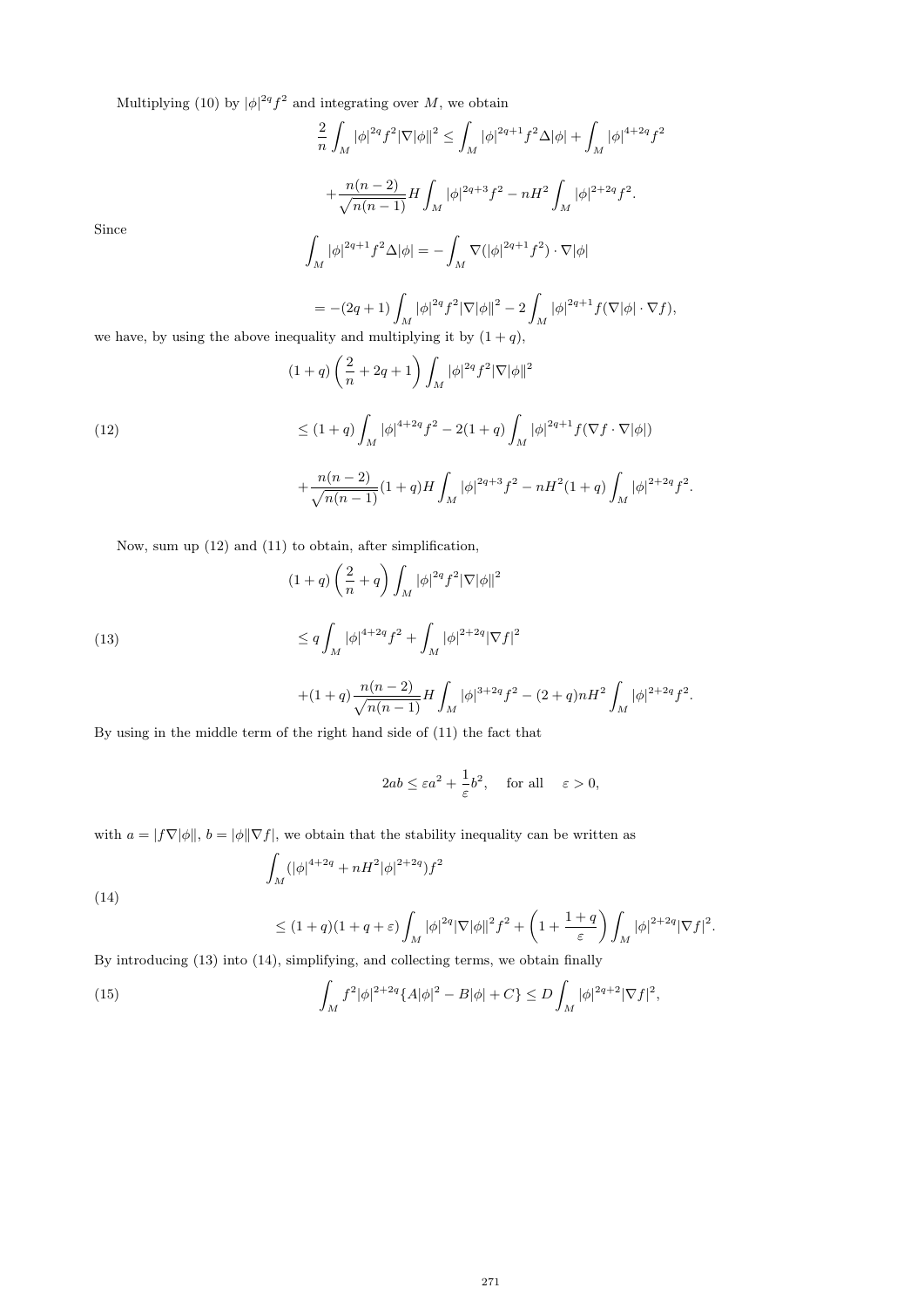Multiplying (10) by $|\phi|^{2q}f^2$ and integrating over $M$, we obtain

$$\frac{2}{n}\int_M |\phi|^{2q} f^2 |\nabla|\phi||^2 \leq \int_M |\phi|^{2q+1} f^2 \Delta|\phi| + \int_M |\phi|^{4+2q} f^2$$

$$+\frac{n(n-2)}{\sqrt{n(n-1)}} H \int_M |\phi|^{2q+3} f^2 - nH^2 \int_M |\phi|^{2+2q} f^2.$$

Since

$$\int_M |\phi|^{2q+1} f^2 \Delta|\phi| = -\int_M \nabla(|\phi|^{2q+1} f^2)\cdot\nabla|\phi|$$

$$= -(2q+1)\int_M |\phi|^{2q} f^2 |\nabla|\phi||^2 - 2\int_M |\phi|^{2q+1} f(\nabla|\phi|\cdot\nabla f),$$

we have, by using the above inequality and multiplying it by $(1+q)$,

$$\begin{aligned}
&(1+q)\left(\frac{2}{n}+2q+1\right)\int_M |\phi|^{2q} f^2 |\nabla|\phi||^2 \\
&\leq (1+q)\int_M |\phi|^{4+2q} f^2 - 2(1+q)\int_M |\phi|^{2q+1} f(\nabla f\cdot\nabla|\phi|) \qquad (12)\\
&+\frac{n(n-2)}{\sqrt{n(n-1)}}(1+q) H \int_M |\phi|^{2q+3} f^2 - nH^2(1+q)\int_M |\phi|^{2+2q} f^2.
\end{aligned}$$

Now, sum up (12) and (11) to obtain, after simplification,

$$\begin{aligned}
&(1+q)\left(\frac{2}{n}+q\right)\int_M |\phi|^{2q} f^2 |\nabla|\phi||^2 \\
&\leq q\int_M |\phi|^{4+2q} f^2 + \int_M |\phi|^{2+2q} |\nabla f|^2 \qquad (13)\\
&+(1+q)\frac{n(n-2)}{\sqrt{n(n-1)}} H \int_M |\phi|^{3+2q} f^2 - (2+q)nH^2 \int_M |\phi|^{2+2q} f^2.
\end{aligned}$$

By using in the middle term of the right hand side of (11) the fact that

$$2ab \leq \varepsilon a^2 + \frac{1}{\varepsilon} b^2, \quad \text{for all} \quad \varepsilon > 0,$$

with $a = |f\nabla|\phi||$, $b = |\phi||\nabla f|$, we obtain that the stability inequality can be written as

$$\begin{aligned}
&\int_M (|\phi|^{4+2q} + nH^2 |\phi|^{2+2q}) f^2 \\
&\leq (1+q)(1+q+\varepsilon)\int_M |\phi|^{2q} |\nabla|\phi||^2 f^2 + \left(1+\frac{1+q}{\varepsilon}\right)\int_M |\phi|^{2+2q} |\nabla f|^2. \qquad (14)
\end{aligned}$$

By introducing (13) into (14), simplifying, and collecting terms, we obtain finally

$$\int_M f^2 |\phi|^{2+2q} \{A|\phi|^2 - B|\phi| + C\} \leq D\int_M |\phi|^{2q+2} |\nabla f|^2, \qquad (15)$$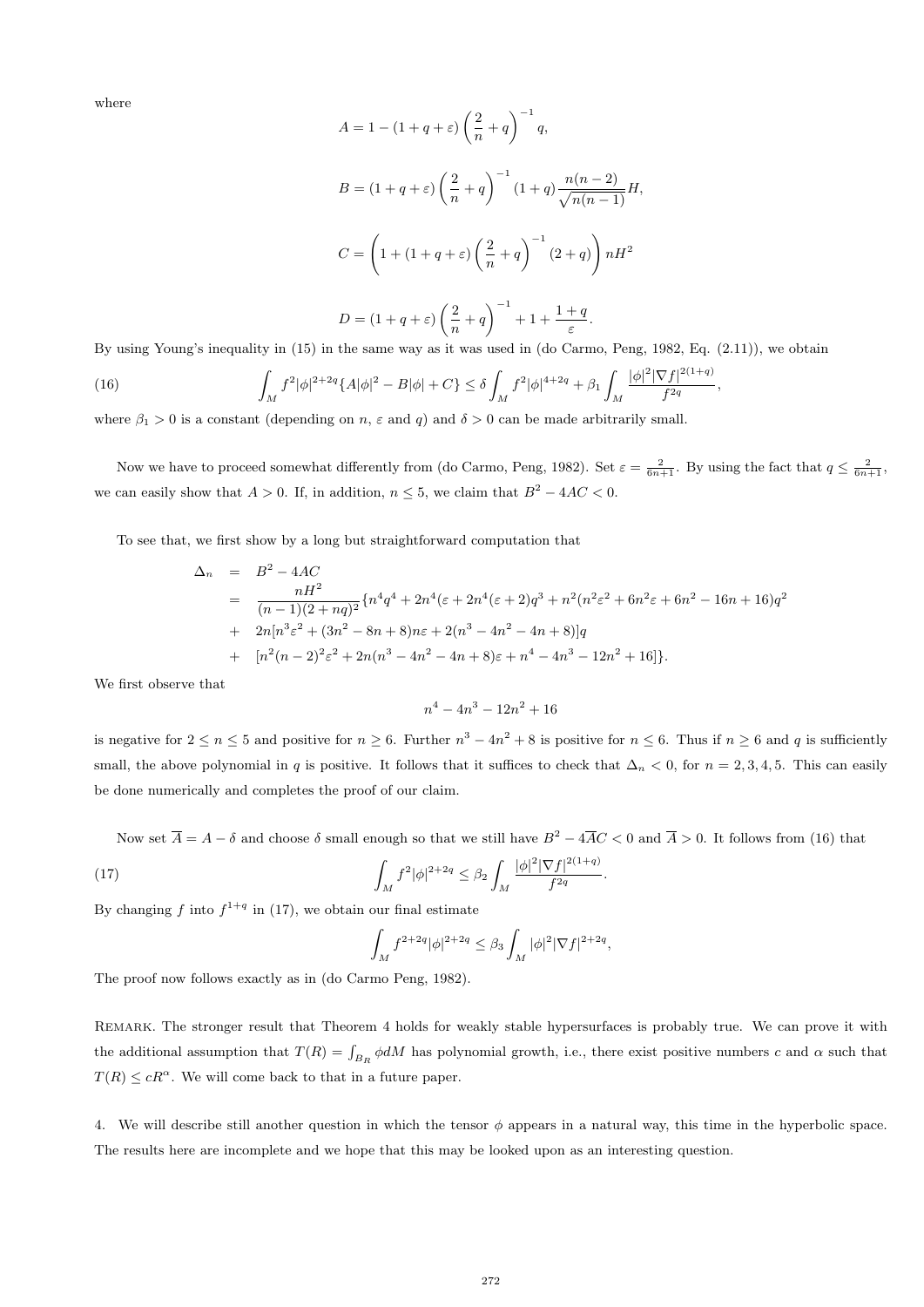where

$$A = 1 - (1+q+\varepsilon)\left(\frac{2}{n}+q\right)^{-1} q,$$

$$B = (1+q+\varepsilon)\left(\frac{2}{n}+q\right)^{-1}(1+q)\frac{n(n-2)}{\sqrt{n(n-1)}}H,$$

$$C = \left(1+(1+q+\varepsilon)\left(\frac{2}{n}+q\right)^{-1}(2+q)\right)nH^2$$

$$D = (1+q+\varepsilon)\left(\frac{2}{n}+q\right)^{-1} + 1 + \frac{1+q}{\varepsilon}.$$

By using Young's inequality in (15) in the same way as it was used in (do Carmo, Peng, 1982, Eq. (2.11)), we obtain

$$\int_M f^2|\phi|^{2+2q}\{A|\phi|^2 - B|\phi| + C\} \leq \delta \int_M f^2|\phi|^{4+2q} + \beta_1 \int_M \frac{|\phi|^2|\nabla f|^{2(1+q)}}{f^{2q}}, \tag{16}$$

where $\beta_1 > 0$ is a constant (depending on $n$, $\varepsilon$ and $q$) and $\delta > 0$ can be made arbitrarily small.

Now we have to proceed somewhat differently from (do Carmo, Peng, 1982). Set $\varepsilon = \frac{2}{6n+1}$. By using the fact that $q \leq \frac{2}{6n+1}$, we can easily show that $A > 0$. If, in addition, $n \leq 5$, we claim that $B^2 - 4AC < 0$.

To see that, we first show by a long but straightforward computation that

$$\begin{aligned}
\Delta_n &= B^2 - 4AC \\
&= \frac{nH^2}{(n-1)(2+nq)^2}\{n^4q^4 + 2n^4(\varepsilon + 2n^4(\varepsilon+2)q^3 + n^2(n^2\varepsilon^2 + 6n^2\varepsilon + 6n^2 - 16n + 16)q^2 \\
&+ \; 2n[n^3\varepsilon^2 + (3n^2 - 8n + 8)n\varepsilon + 2(n^3 - 4n^2 - 4n + 8)]q \\
&+ \; [n^2(n-2)^2\varepsilon^2 + 2n(n^3 - 4n^2 - 4n + 8)\varepsilon + n^4 - 4n^3 - 12n^2 + 16]\}.
\end{aligned}$$

We first observe that

$$n^4 - 4n^3 - 12n^2 + 16$$

is negative for $2 \leq n \leq 5$ and positive for $n \geq 6$. Further $n^3 - 4n^2 + 8$ is positive for $n \leq 6$. Thus if $n \geq 6$ and $q$ is sufficiently small, the above polynomial in $q$ is positive. It follows that it suffices to check that $\Delta_n < 0$, for $n = 2, 3, 4, 5$. This can easily be done numerically and completes the proof of our claim.

Now set $\overline{A} = A - \delta$ and choose $\delta$ small enough so that we still have $B^2 - 4\overline{A}C < 0$ and $\overline{A} > 0$. It follows from (16) that

$$\int_M f^2|\phi|^{2+2q} \leq \beta_2 \int_M \frac{|\phi|^2|\nabla f|^{2(1+q)}}{f^{2q}}. \tag{17}$$

By changing $f$ into $f^{1+q}$ in (17), we obtain our final estimate

$$\int_M f^{2+2q}|\phi|^{2+2q} \leq \beta_3 \int_M |\phi|^2|\nabla f|^{2+2q},$$

The proof now follows exactly as in (do Carmo Peng, 1982).

Remark. The stronger result that Theorem 4 holds for weakly stable hypersurfaces is probably true. We can prove it with the additional assumption that $T(R) = \int_{B_R} \phi dM$ has polynomial growth, i.e., there exist positive numbers $c$ and $\alpha$ such that $T(R) \leq cR^\alpha$. We will come back to that in a future paper.

4. We will describe still another question in which the tensor $\phi$ appears in a natural way, this time in the hyperbolic space. The results here are incomplete and we hope that this may be looked upon as an interesting question.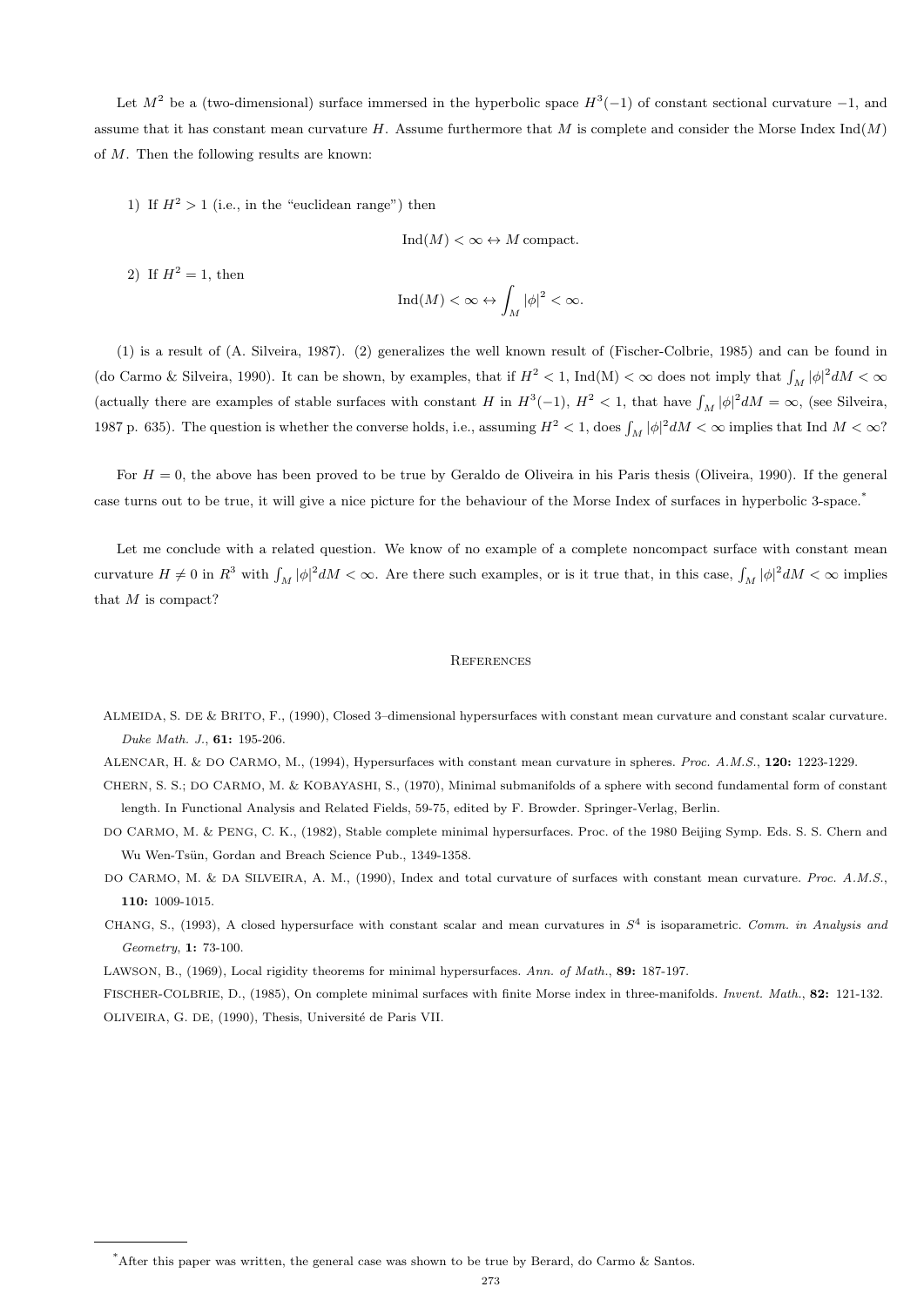Let $M^2$ be a (two-dimensional) surface immersed in the hyperbolic space $H^3(-1)$ of constant sectional curvature $-1$, and assume that it has constant mean curvature $H$. Assume furthermore that $M$ is complete and consider the Morse Index $\mathrm{Ind}(M)$ of $M$. Then the following results are known:

1) If $H^2 > 1$ (i.e., in the "euclidean range") then

$$\mathrm{Ind}(M) < \infty \leftrightarrow M \text{ compact}.$$

2) If $H^2 = 1$, then

$$\mathrm{Ind}(M) < \infty \leftrightarrow \int_M |\phi|^2 < \infty.$$

(1) is a result of (A. Silveira, 1987). (2) generalizes the well known result of (Fischer-Colbrie, 1985) and can be found in (do Carmo & Silveira, 1990). It can be shown, by examples, that if $H^2 < 1$, $\mathrm{Ind(M)} < \infty$ does not imply that $\int_M |\phi|^2 dM < \infty$ (actually there are examples of stable surfaces with constant $H$ in $H^3(-1)$, $H^2 < 1$, that have $\int_M |\phi|^2 dM = \infty$, (see Silveira, 1987 p. 635). The question is whether the converse holds, i.e., assuming $H^2 < 1$, does $\int_M |\phi|^2 dM < \infty$ implies that $\mathrm{Ind}\ M < \infty$?

For $H = 0$, the above has been proved to be true by Geraldo de Oliveira in his Paris thesis (Oliveira, 1990). If the general case turns out to be true, it will give a nice picture for the behaviour of the Morse Index of surfaces in hyperbolic 3-space.[*]

Let me conclude with a related question. We know of no example of a complete noncompact surface with constant mean curvature $H \neq 0$ in $R^3$ with $\int_M |\phi|^2 dM < \infty$. Are there such examples, or is it true that, in this case, $\int_M |\phi|^2 dM < \infty$ implies that $M$ is compact?

## References

Almeida, S. de & Brito, F., (1990), Closed 3–dimensional hypersurfaces with constant mean curvature and constant scalar curvature. *Duke Math. J.*, **61:** 195-206.

Alencar, H. & do Carmo, M., (1994), Hypersurfaces with constant mean curvature in spheres. *Proc. A.M.S.*, **120:** 1223-1229.

Chern, S. S.; do Carmo, M. & Kobayashi, S., (1970), Minimal submanifolds of a sphere with second fundamental form of constant length. In Functional Analysis and Related Fields, 59-75, edited by F. Browder. Springer-Verlag, Berlin.

do Carmo, M. & Peng, C. K., (1982), Stable complete minimal hypersurfaces. Proc. of the 1980 Beijing Symp. Eds. S. S. Chern and Wu Wen-Tsün, Gordan and Breach Science Pub., 1349-1358.

do Carmo, M. & da Silveira, A. M., (1990), Index and total curvature of surfaces with constant mean curvature. *Proc. A.M.S.*, **110:** 1009-1015.

Chang, S., (1993), A closed hypersurface with constant scalar and mean curvatures in $S^4$ is isoparametric. *Comm. in Analysis and Geometry*, **1:** 73-100.

Lawson, B., (1969), Local rigidity theorems for minimal hypersurfaces. *Ann. of Math.*, **89:** 187-197.

Fischer-Colbrie, D., (1985), On complete minimal surfaces with finite Morse index in three-manifolds. *Invent. Math.*, **82:** 121-132.

Oliveira, G. de, (1990), Thesis, Université de Paris VII.

---

[*] After this paper was written, the general case was shown to be true by Berard, do Carmo & Santos.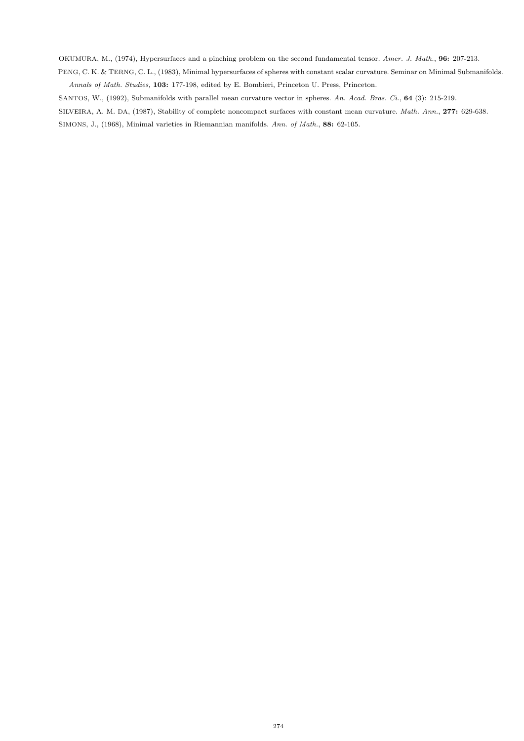Okumura, M., (1974), Hypersurfaces and a pinching problem on the second fundamental tensor. *Amer. J. Math.*, **96:** 207-213.

Peng, C. K. & Terng, C. L., (1983), Minimal hypersurfaces of spheres with constant scalar curvature. Seminar on Minimal Submanifolds. *Annals of Math. Studies,* **103:** 177-198, edited by E. Bombieri, Princeton U. Press, Princeton.

Santos, W., (1992), Submanifolds with parallel mean curvature vector in spheres. *An. Acad. Bras. Ci.*, **64** (3): 215-219.

Silveira, A. M. da, (1987), Stability of complete noncompact surfaces with constant mean curvature. *Math. Ann.*, **277:** 629-638.

Simons, J., (1968), Minimal varieties in Riemannian manifolds. *Ann. of Math.*, **88:** 62-105.